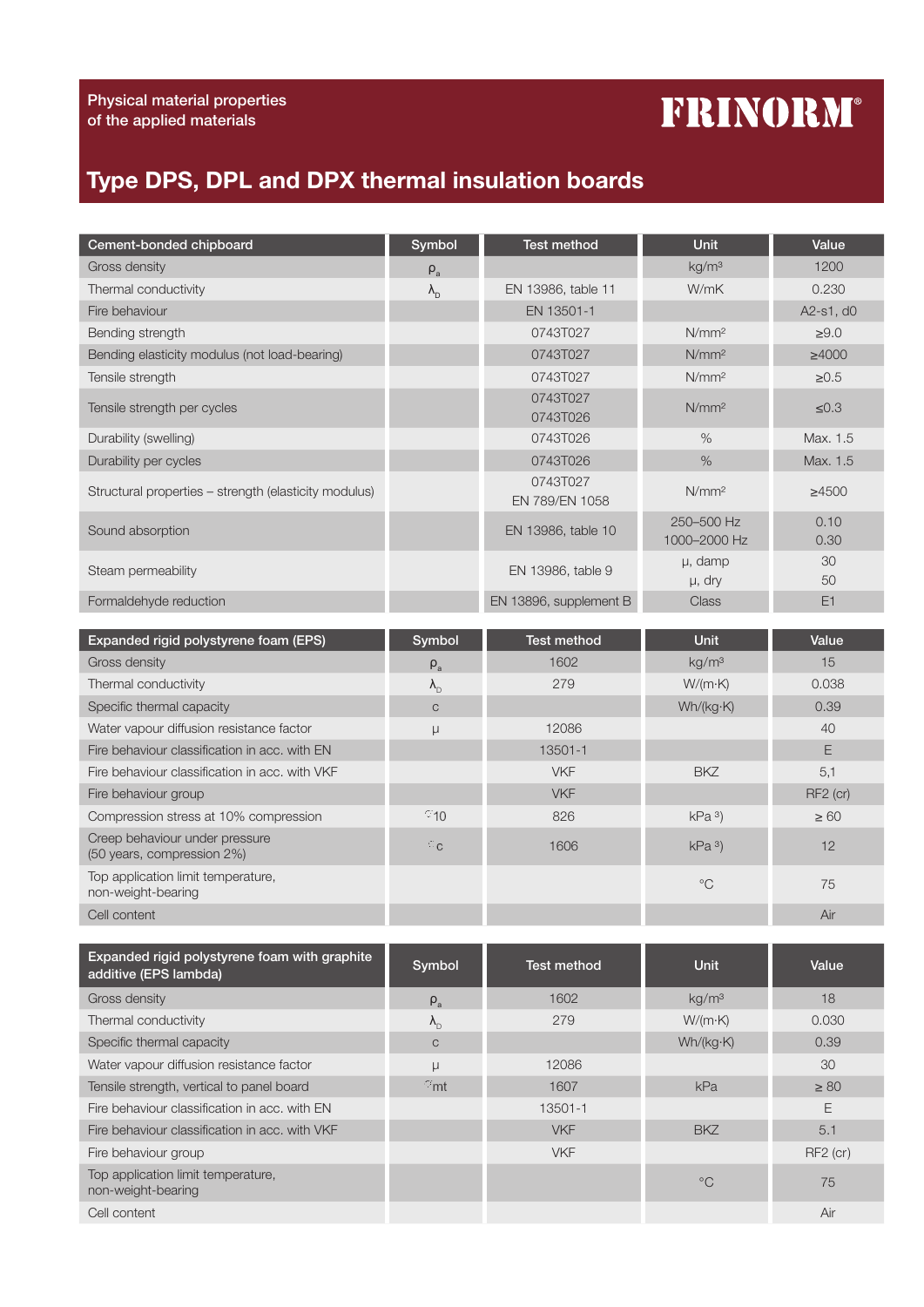Physical material properties
of the applied materials

FRINORM®

# Type DPS, DPL and DPX thermal insulation boards

| Cement-bonded chipboard | Symbol | Test method | Unit | Value |
|---|---|---|---|---|
| Gross density | $\rho_a$ | | kg/m³ | 1200 |
| Thermal conductivity | $\lambda_D$ | EN 13986, table 11 | W/mK | 0.230 |
| Fire behaviour | | EN 13501-1 | | A2-s1, d0 |
| Bending strength | | 0743T027 | N/mm² | ≥9.0 |
| Bending elasticity modulus (not load-bearing) | | 0743T027 | N/mm² | ≥4000 |
| Tensile strength | | 0743T027 | N/mm² | ≥0.5 |
| Tensile strength per cycles | | 0743T027<br>0743T026 | N/mm² | ≤0.3 |
| Durability (swelling) | | 0743T026 | % | Max. 1.5 |
| Durability per cycles | | 0743T026 | % | Max. 1.5 |
| Structural properties – strength (elasticity modulus) | | 0743T027<br>EN 789/EN 1058 | N/mm² | ≥4500 |
| Sound absorption | | EN 13986, table 10 | 250–500 Hz<br>1000–2000 Hz | 0.10<br>0.30 |
| Steam permeability | | EN 13986, table 9 | μ, damp<br>μ, dry | 30<br>50 |
| Formaldehyde reduction | | EN 13896, supplement B | Class | E1 |

| Expanded rigid polystyrene foam (EPS) | Symbol | Test method | Unit | Value |
|---|---|---|---|---|
| Gross density | $\rho_a$ | 1602 | kg/m³ | 15 |
| Thermal conductivity | $\lambda_D$ | 279 | W/(m·K) | 0.038 |
| Specific thermal capacity | c | | Wh/(kg·K) | 0.39 |
| Water vapour diffusion resistance factor | μ | 12086 | | 40 |
| Fire behaviour classification in acc. with EN | | 13501-1 | | E |
| Fire behaviour classification in acc. with VKF | | VKF | BKZ | 5,1 |
| Fire behaviour group | | VKF | | RF2 (cr) |
| Compression stress at 10% compression | $\sigma_{10}$ | 826 | kPa ³) | ≥ 60 |
| Creep behaviour under pressure<br>(50 years, compression 2%) | $\sigma_c$ | 1606 | kPa ³) | 12 |
| Top application limit temperature,<br>non-weight-bearing | | | °C | 75 |
| Cell content | | | | Air |

| Expanded rigid polystyrene foam with graphite additive (EPS lambda) | Symbol | Test method | Unit | Value |
|---|---|---|---|---|
| Gross density | $\rho_a$ | 1602 | kg/m³ | 18 |
| Thermal conductivity | $\lambda_D$ | 279 | W/(m·K) | 0.030 |
| Specific thermal capacity | c | | Wh/(kg·K) | 0.39 |
| Water vapour diffusion resistance factor | μ | 12086 | | 30 |
| Tensile strength, vertical to panel board | $\sigma_{mt}$ | 1607 | kPa | ≥ 80 |
| Fire behaviour classification in acc. with EN | | 13501-1 | | E |
| Fire behaviour classification in acc. with VKF | | VKF | BKZ | 5.1 |
| Fire behaviour group | | VKF | | RF2 (cr) |
| Top application limit temperature,<br>non-weight-bearing | | | °C | 75 |
| Cell content | | | | Air |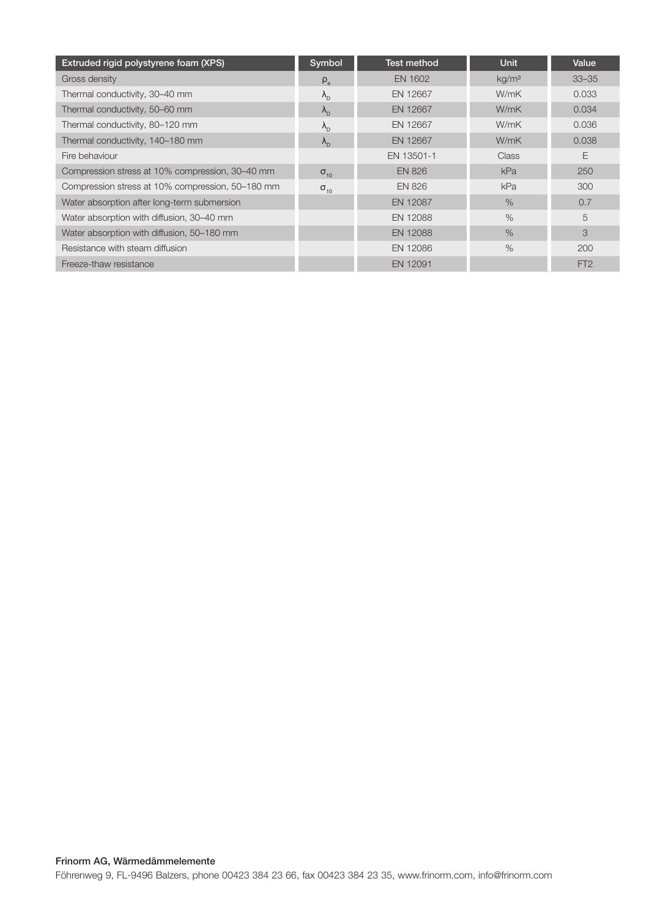| Extruded rigid polystyrene foam (XPS) | Symbol | Test method | Unit | Value |
|---|---|---|---|---|
| Gross density | $\rho_a$ | EN 1602 | kg/m³ | 33–35 |
| Thermal conductivity, 30–40 mm | $\lambda_D$ | EN 12667 | W/mK | 0.033 |
| Thermal conductivity, 50–60 mm | $\lambda_D$ | EN 12667 | W/mK | 0.034 |
| Thermal conductivity, 80–120 mm | $\lambda_D$ | EN 12667 | W/mK | 0.036 |
| Thermal conductivity, 140–180 mm | $\lambda_D$ | EN 12667 | W/mK | 0.038 |
| Fire behaviour | | EN 13501-1 | Class | E |
| Compression stress at 10% compression, 30–40 mm | $\sigma_{10}$ | EN 826 | kPa | 250 |
| Compression stress at 10% compression, 50–180 mm | $\sigma_{10}$ | EN 826 | kPa | 300 |
| Water absorption after long-term submersion | | EN 12087 | % | 0.7 |
| Water absorption with diffusion, 30–40 mm | | EN 12088 | % | 5 |
| Water absorption with diffusion, 50–180 mm | | EN 12088 | % | 3 |
| Resistance with steam diffusion | | EN 12086 | % | 200 |
| Freeze-thaw resistance | | EN 12091 | | FT2 |

**Frinorm AG, Wärmedämmelemente**
Föhrenweg 9, FL-9496 Balzers, phone 00423 384 23 66, fax 00423 384 23 35, www.frinorm.com, info@frinorm.com